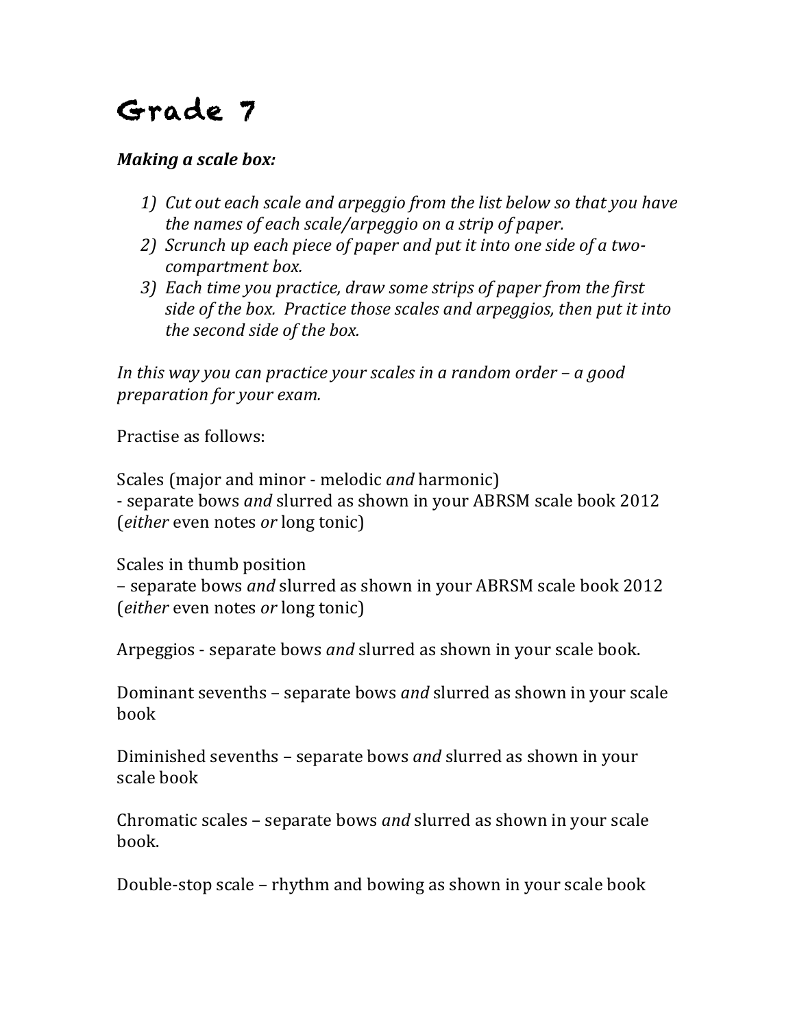# Grade 7

***Making a scale box:***

1) *Cut out each scale and arpeggio from the list below so that you have the names of each scale/arpeggio on a strip of paper.*
2) *Scrunch up each piece of paper and put it into one side of a two-compartment box.*
3) *Each time you practice, draw some strips of paper from the first side of the box. Practice those scales and arpeggios, then put it into the second side of the box.*

*In this way you can practice your scales in a random order – a good preparation for your exam.*

Practise as follows:

Scales (major and minor - melodic *and* harmonic)
- separate bows *and* slurred as shown in your ABRSM scale book 2012 (*either* even notes *or* long tonic)

Scales in thumb position
– separate bows *and* slurred as shown in your ABRSM scale book 2012 (*either* even notes *or* long tonic)

Arpeggios - separate bows *and* slurred as shown in your scale book.

Dominant sevenths – separate bows *and* slurred as shown in your scale book

Diminished sevenths – separate bows *and* slurred as shown in your scale book

Chromatic scales – separate bows *and* slurred as shown in your scale book.

Double-stop scale – rhythm and bowing as shown in your scale book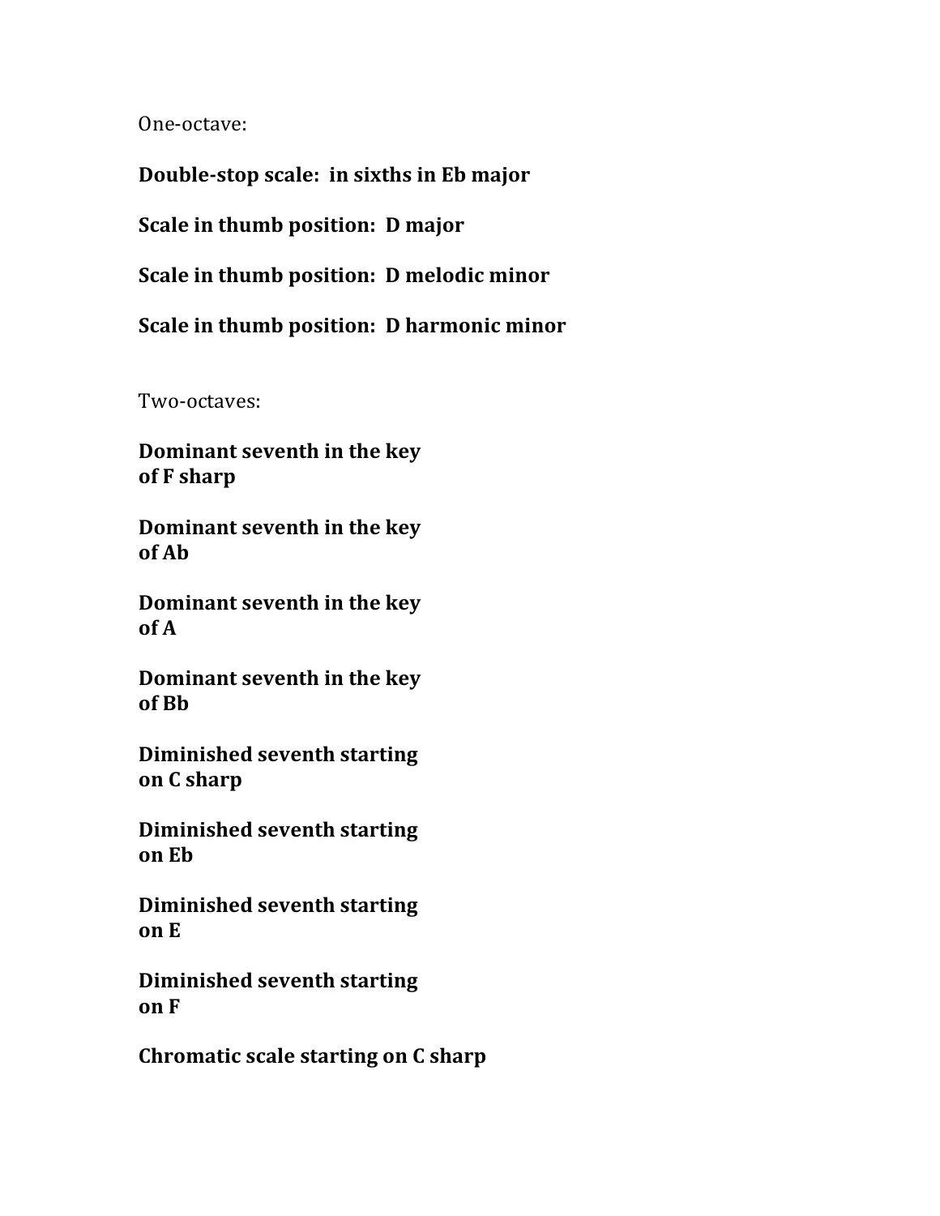One-octave:

**Double-stop scale: in sixths in Eb major**

**Scale in thumb position: D major**

**Scale in thumb position: D melodic minor**

**Scale in thumb position: D harmonic minor**

Two-octaves:

**Dominant seventh in the key of F sharp**

**Dominant seventh in the key of Ab**

**Dominant seventh in the key of A**

**Dominant seventh in the key of Bb**

**Diminished seventh starting on C sharp**

**Diminished seventh starting on Eb**

**Diminished seventh starting on E**

**Diminished seventh starting on F**

**Chromatic scale starting on C sharp**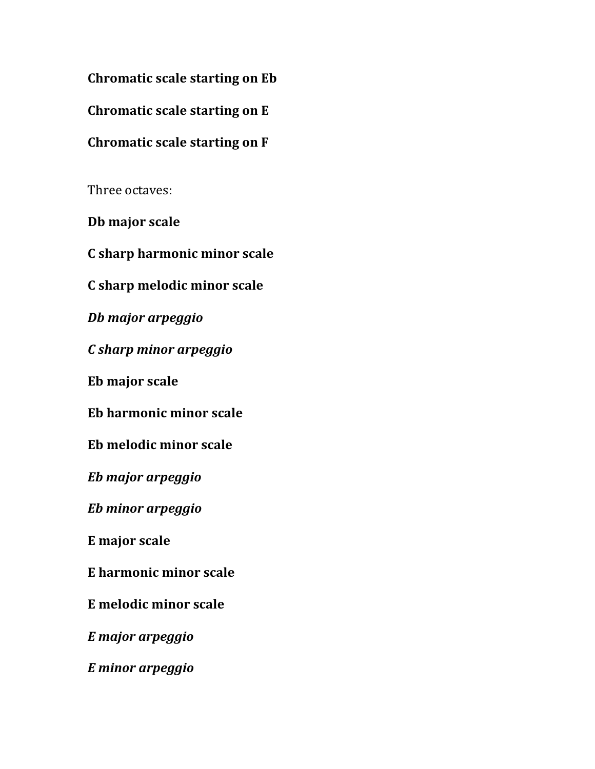**Chromatic scale starting on Eb**

**Chromatic scale starting on E**

**Chromatic scale starting on F**

Three octaves:

**Db major scale**

**C sharp harmonic minor scale**

**C sharp melodic minor scale**

***Db major arpeggio***

***C sharp minor arpeggio***

**Eb major scale**

**Eb harmonic minor scale**

**Eb melodic minor scale**

***Eb major arpeggio***

***Eb minor arpeggio***

**E major scale**

**E harmonic minor scale**

**E melodic minor scale**

***E major arpeggio***

***E minor arpeggio***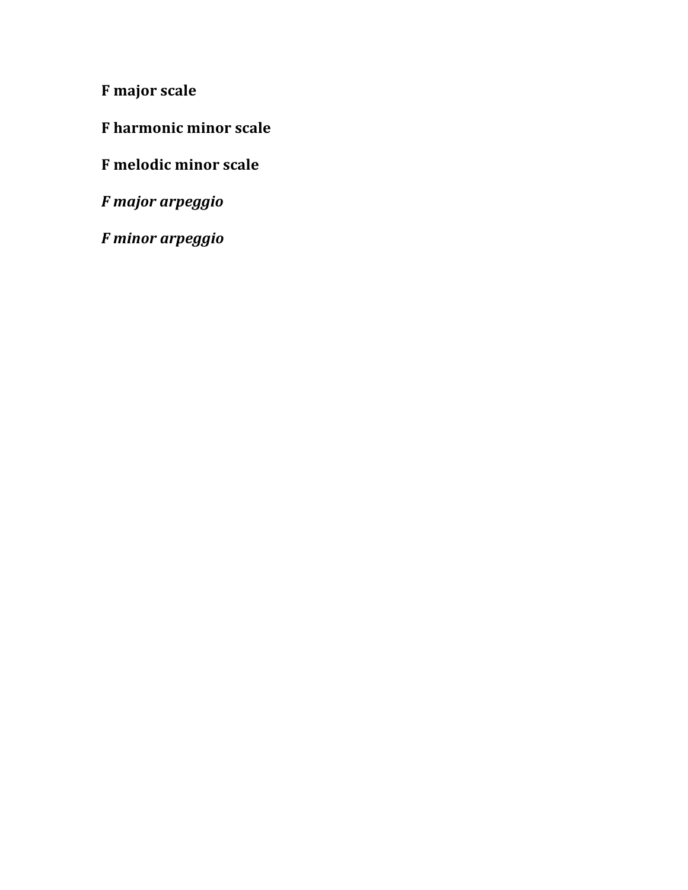**F major scale**

**F harmonic minor scale**

**F melodic minor scale**

***F major arpeggio***

***F minor arpeggio***